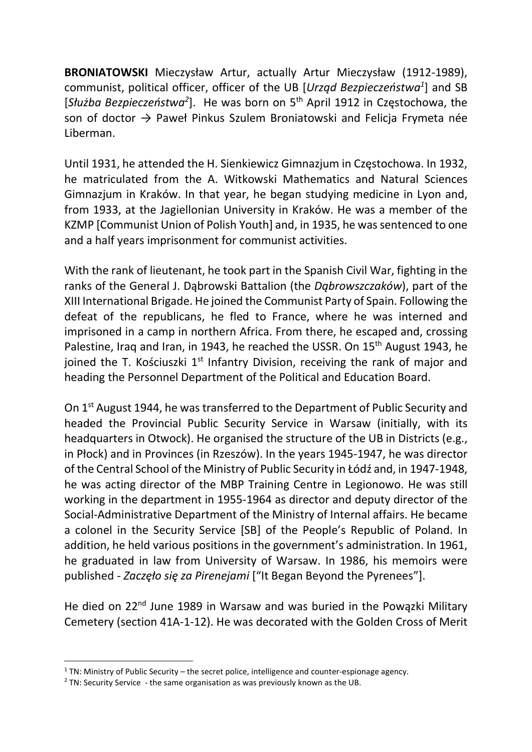**BRONIATOWSKI** Mieczysław Artur, actually Artur Mieczysław (1912-1989), communist, political officer, officer of the UB [*Urząd Bezpieczeństwa*[1]] and SB [*Służba Bezpieczeństwa*[2]]. He was born on 5th April 1912 in Częstochowa, the son of doctor → Paweł Pinkus Szulem Broniatowski and Felicja Frymeta née Liberman.

Until 1931, he attended the H. Sienkiewicz Gimnazjum in Częstochowa. In 1932, he matriculated from the A. Witkowski Mathematics and Natural Sciences Gimnazjum in Kraków. In that year, he began studying medicine in Lyon and, from 1933, at the Jagiellonian University in Kraków. He was a member of the KZMP [Communist Union of Polish Youth] and, in 1935, he was sentenced to one and a half years imprisonment for communist activities.

With the rank of lieutenant, he took part in the Spanish Civil War, fighting in the ranks of the General J. Dąbrowski Battalion (the *Dąbrowszczaków*), part of the XIII International Brigade. He joined the Communist Party of Spain. Following the defeat of the republicans, he fled to France, where he was interned and imprisoned in a camp in northern Africa. From there, he escaped and, crossing Palestine, Iraq and Iran, in 1943, he reached the USSR. On 15th August 1943, he joined the T. Kościuszki 1st Infantry Division, receiving the rank of major and heading the Personnel Department of the Political and Education Board.

On 1st August 1944, he was transferred to the Department of Public Security and headed the Provincial Public Security Service in Warsaw (initially, with its headquarters in Otwock). He organised the structure of the UB in Districts (e.g., in Płock) and in Provinces (in Rzeszów). In the years 1945-1947, he was director of the Central School of the Ministry of Public Security in Łódź and, in 1947-1948, he was acting director of the MBP Training Centre in Legionowo. He was still working in the department in 1955-1964 as director and deputy director of the Social-Administrative Department of the Ministry of Internal affairs. He became a colonel in the Security Service [SB] of the People's Republic of Poland. In addition, he held various positions in the government's administration. In 1961, he graduated in law from University of Warsaw. In 1986, his memoirs were published - *Zaczęło się za Pirenejami* ["It Began Beyond the Pyrenees"].

He died on 22nd June 1989 in Warsaw and was buried in the Powązki Military Cemetery (section 41A-1-12). He was decorated with the Golden Cross of Merit

[1] TN: Ministry of Public Security – the secret police, intelligence and counter-espionage agency.

[2] TN: Security Service - the same organisation as was previously known as the UB.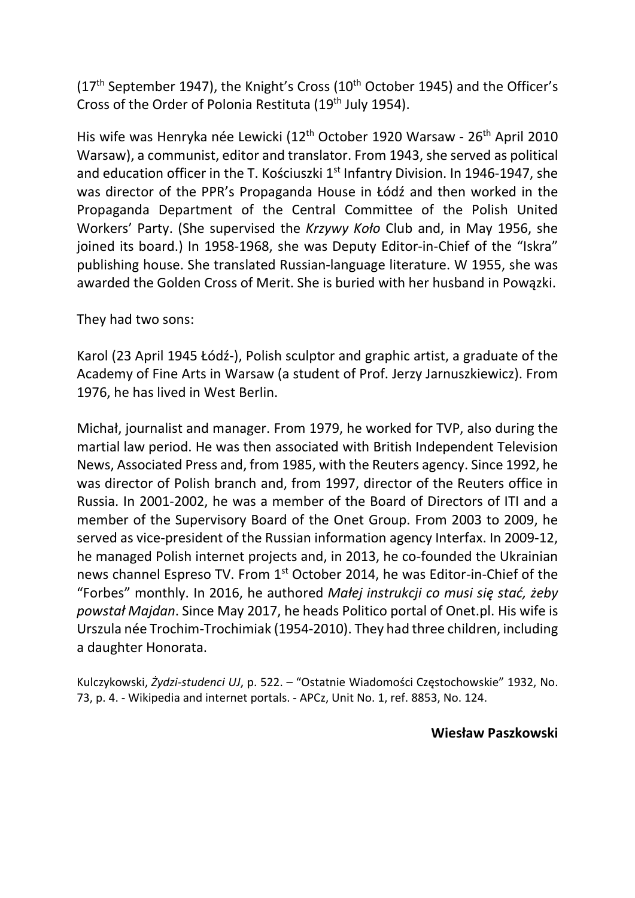(17th September 1947), the Knight's Cross (10th October 1945) and the Officer's Cross of the Order of Polonia Restituta (19th July 1954).

His wife was Henryka née Lewicki (12th October 1920 Warsaw - 26th April 2010 Warsaw), a communist, editor and translator. From 1943, she served as political and education officer in the T. Kościuszki 1st Infantry Division. In 1946-1947, she was director of the PPR's Propaganda House in Łódź and then worked in the Propaganda Department of the Central Committee of the Polish United Workers' Party. (She supervised the *Krzywy Koło* Club and, in May 1956, she joined its board.) In 1958-1968, she was Deputy Editor-in-Chief of the "Iskra" publishing house. She translated Russian-language literature. W 1955, she was awarded the Golden Cross of Merit. She is buried with her husband in Powązki.

They had two sons:

Karol (23 April 1945 Łódź-), Polish sculptor and graphic artist, a graduate of the Academy of Fine Arts in Warsaw (a student of Prof. Jerzy Jarnuszkiewicz). From 1976, he has lived in West Berlin.

Michał, journalist and manager. From 1979, he worked for TVP, also during the martial law period. He was then associated with British Independent Television News, Associated Press and, from 1985, with the Reuters agency. Since 1992, he was director of Polish branch and, from 1997, director of the Reuters office in Russia. In 2001-2002, he was a member of the Board of Directors of ITI and a member of the Supervisory Board of the Onet Group. From 2003 to 2009, he served as vice-president of the Russian information agency Interfax. In 2009-12, he managed Polish internet projects and, in 2013, he co-founded the Ukrainian news channel Espreso TV. From 1st October 2014, he was Editor-in-Chief of the "Forbes" monthly. In 2016, he authored *Małej instrukcji co musi się stać, żeby powstał Majdan*. Since May 2017, he heads Politico portal of Onet.pl. His wife is Urszula née Trochim-Trochimiak (1954-2010). They had three children, including a daughter Honorata.

Kulczykowski, *Żydzi-studenci UJ*, p. 522. – "Ostatnie Wiadomości Częstochowskie" 1932, No. 73, p. 4. - Wikipedia and internet portals. - APCz, Unit No. 1, ref. 8853, No. 124.

**Wiesław Paszkowski**